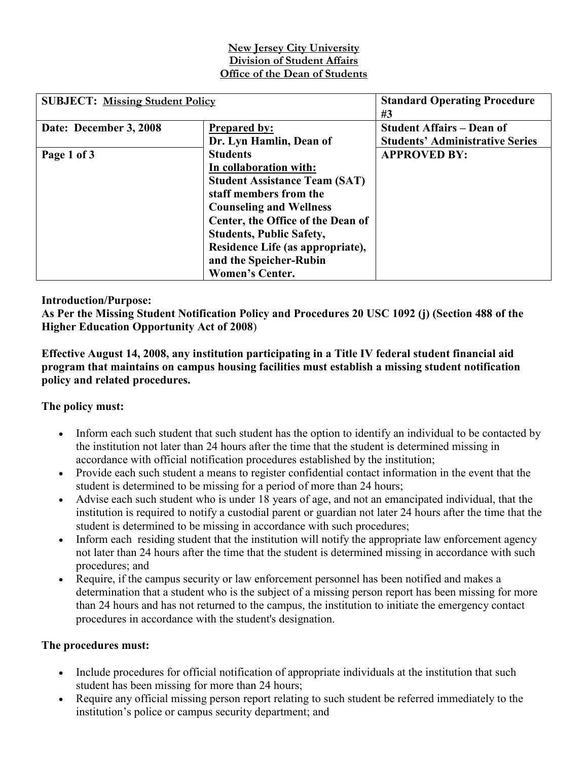**New Jersey City University**
**Division of Student Affairs**
**Office of the Dean of Students**

| **SUBJECT: Missing Student Policy** | | **Standard Operating Procedure #3** |
|---|---|---|
| **Date: December 3, 2008** | **Prepared by:** Dr. Lyn Hamlin, Dean of Students **In collaboration with:** Student Assistance Team (SAT) staff members from the Counseling and Wellness Center, the Office of the Dean of Students, Public Safety, Residence Life (as appropriate), and the Speicher-Rubin Women's Center. | **Student Affairs – Dean of Students' Administrative Series** |
| **Page 1 of 3** | | **APPROVED BY:** |

**Introduction/Purpose:**
**As Per the Missing Student Notification Policy and Procedures 20 USC 1092 (j) (Section 488 of the Higher Education Opportunity Act of 2008)**

**Effective August 14, 2008, any institution participating in a Title IV federal student financial aid program that maintains on campus housing facilities must establish a missing student notification policy and related procedures.**

**The policy must:**

- Inform each such student that such student has the option to identify an individual to be contacted by the institution not later than 24 hours after the time that the student is determined missing in accordance with official notification procedures established by the institution;
- Provide each such student a means to register confidential contact information in the event that the student is determined to be missing for a period of more than 24 hours;
- Advise each such student who is under 18 years of age, and not an emancipated individual, that the institution is required to notify a custodial parent or guardian not later 24 hours after the time that the student is determined to be missing in accordance with such procedures;
- Inform each residing student that the institution will notify the appropriate law enforcement agency not later than 24 hours after the time that the student is determined missing in accordance with such procedures; and
- Require, if the campus security or law enforcement personnel has been notified and makes a determination that a student who is the subject of a missing person report has been missing for more than 24 hours and has not returned to the campus, the institution to initiate the emergency contact procedures in accordance with the student's designation.

**The procedures must:**

- Include procedures for official notification of appropriate individuals at the institution that such student has been missing for more than 24 hours;
- Require any official missing person report relating to such student be referred immediately to the institution's police or campus security department; and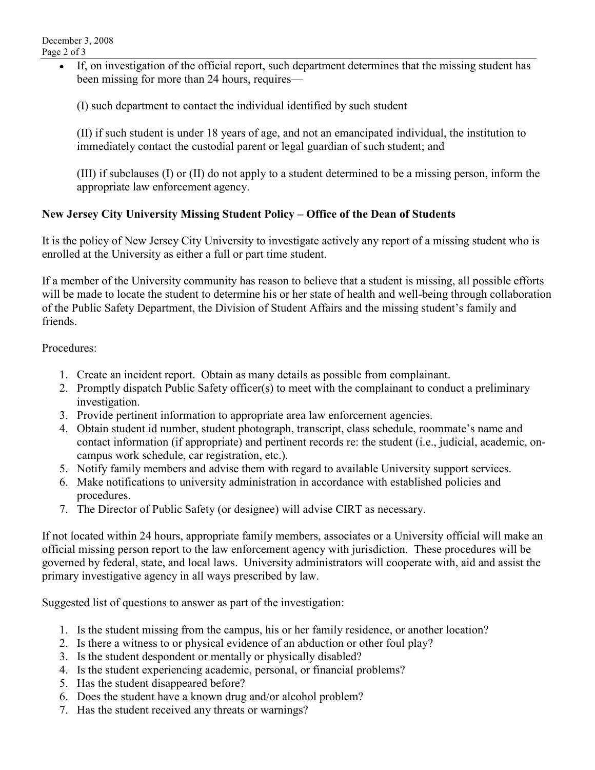- If, on investigation of the official report, such department determines that the missing student has been missing for more than 24 hours, requires—

  (I) such department to contact the individual identified by such student

  (II) if such student is under 18 years of age, and not an emancipated individual, the institution to immediately contact the custodial parent or legal guardian of such student; and

  (III) if subclauses (I) or (II) do not apply to a student determined to be a missing person, inform the appropriate law enforcement agency.

**New Jersey City University Missing Student Policy – Office of the Dean of Students**

It is the policy of New Jersey City University to investigate actively any report of a missing student who is enrolled at the University as either a full or part time student.

If a member of the University community has reason to believe that a student is missing, all possible efforts will be made to locate the student to determine his or her state of health and well-being through collaboration of the Public Safety Department, the Division of Student Affairs and the missing student's family and friends.

Procedures:

1. Create an incident report. Obtain as many details as possible from complainant.
2. Promptly dispatch Public Safety officer(s) to meet with the complainant to conduct a preliminary investigation.
3. Provide pertinent information to appropriate area law enforcement agencies.
4. Obtain student id number, student photograph, transcript, class schedule, roommate's name and contact information (if appropriate) and pertinent records re: the student (i.e., judicial, academic, on-campus work schedule, car registration, etc.).
5. Notify family members and advise them with regard to available University support services.
6. Make notifications to university administration in accordance with established policies and procedures.
7. The Director of Public Safety (or designee) will advise CIRT as necessary.

If not located within 24 hours, appropriate family members, associates or a University official will make an official missing person report to the law enforcement agency with jurisdiction. These procedures will be governed by federal, state, and local laws. University administrators will cooperate with, aid and assist the primary investigative agency in all ways prescribed by law.

Suggested list of questions to answer as part of the investigation:

1. Is the student missing from the campus, his or her family residence, or another location?
2. Is there a witness to or physical evidence of an abduction or other foul play?
3. Is the student despondent or mentally or physically disabled?
4. Is the student experiencing academic, personal, or financial problems?
5. Has the student disappeared before?
6. Does the student have a known drug and/or alcohol problem?
7. Has the student received any threats or warnings?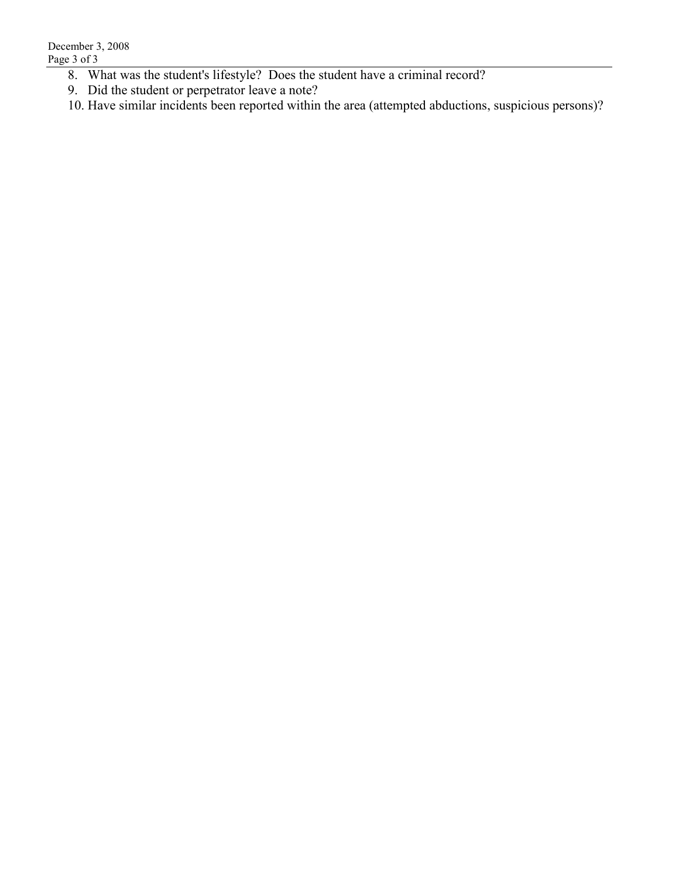8. What was the student's lifestyle? Does the student have a criminal record?
9. Did the student or perpetrator leave a note?
10. Have similar incidents been reported within the area (attempted abductions, suspicious persons)?